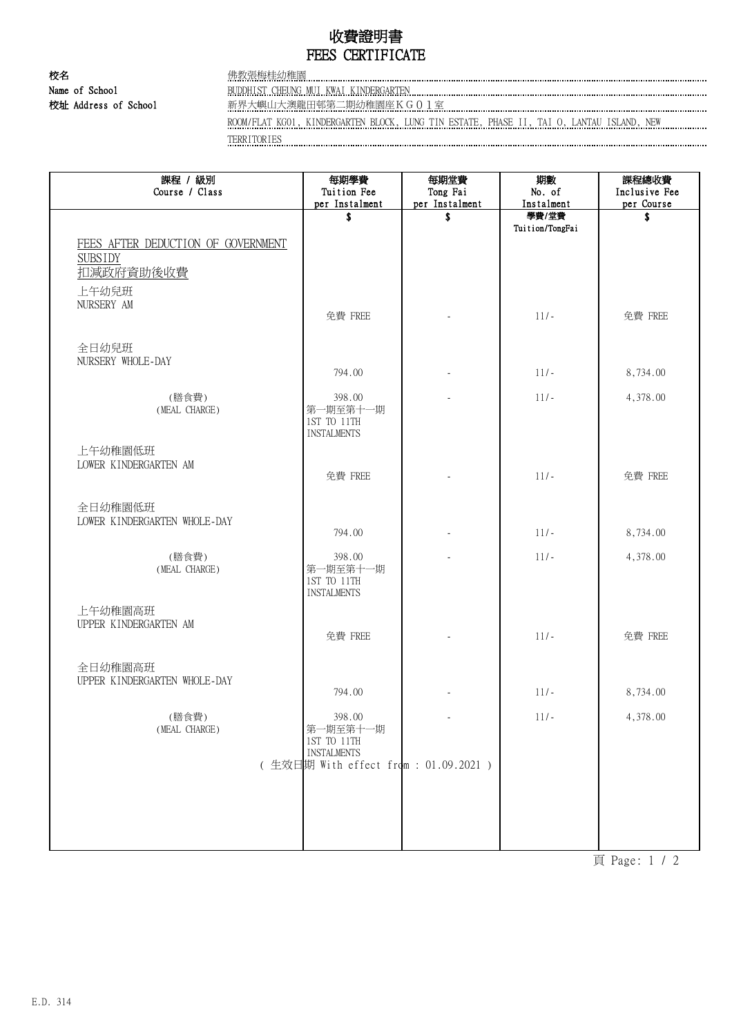# 收費證明書
# FEES CERTIFICATE

校名
Name of School: 佛教張梅桂幼稚園
BUDDHIST CHEUNG MUI KWAI KINDERGARTEN

校址 Address of School: 新界大嶼山大澳龍田邨第二期幼稚園座ＫＧ０１室
ROOM/FLAT KG01, KINDERGARTEN BLOCK, LUNG TIN ESTATE, PHASE II, TAI O, LANTAU ISLAND, NEW TERRITORIES

| 課程 / 級別<br>Course / Class | 每期學費<br>Tuition Fee<br>per Instalment | 每期堂費<br>Tong Fai<br>per Instalment | 期數<br>No. of<br>Instalment | 課程總收費<br>Inclusive Fee<br>per Course |
|---|---|---|---|---|
| | $ | $ | 學費/堂費<br>Tuition/TongFai | $ |
| FEES AFTER DEDUCTION OF GOVERNMENT SUBSIDY<br>扣減政府資助後收費 | | | | |
| 上午幼兒班<br>NURSERY AM | 免費 FREE | - | 11/- | 免費 FREE |
| 全日幼兒班<br>NURSERY WHOLE-DAY | 794.00 | - | 11/- | 8,734.00 |
| (膳食費)<br>(MEAL CHARGE) | 398.00<br>第一期至第十一期<br>1ST TO 11TH INSTALMENTS | - | 11/- | 4,378.00 |
| 上午幼稚園低班<br>LOWER KINDERGARTEN AM | 免費 FREE | - | 11/- | 免費 FREE |
| 全日幼稚園低班<br>LOWER KINDERGARTEN WHOLE-DAY | 794.00 | - | 11/- | 8,734.00 |
| (膳食費)<br>(MEAL CHARGE) | 398.00<br>第一期至第十一期<br>1ST TO 11TH INSTALMENTS | - | 11/- | 4,378.00 |
| 上午幼稚園高班<br>UPPER KINDERGARTEN AM | 免費 FREE | - | 11/- | 免費 FREE |
| 全日幼稚園高班<br>UPPER KINDERGARTEN WHOLE-DAY | 794.00 | - | 11/- | 8,734.00 |
| (膳食費)<br>(MEAL CHARGE) | 398.00<br>第一期至第十一期<br>1ST TO 11TH INSTALMENTS | - | 11/- | 4,378.00 |

( 生效日期 With effect from : 01.09.2021 )

E.D. 314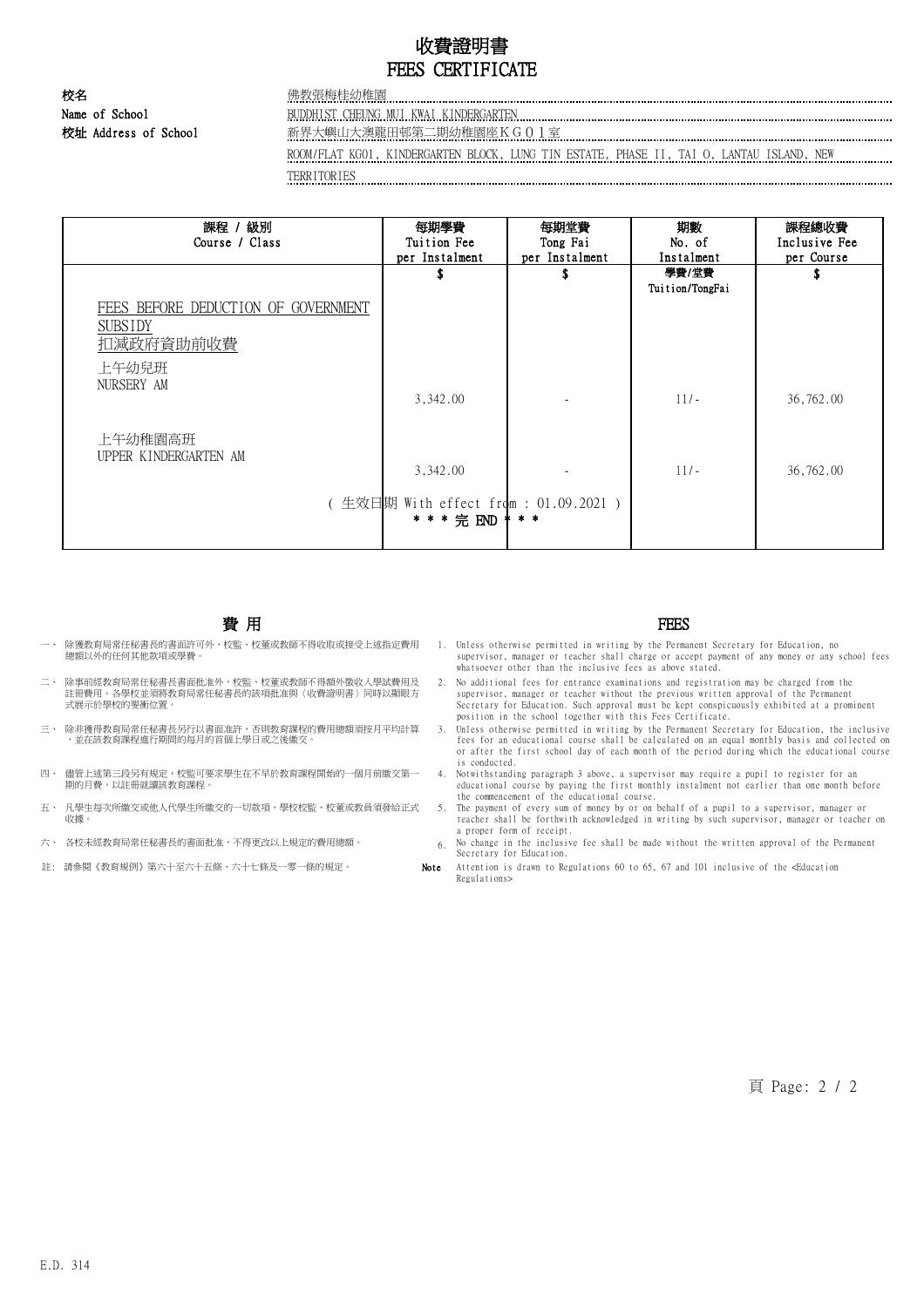# 收費證明書
# FEES CERTIFICATE

**校名**
**Name of School**

佛教張梅桂幼稚園
BUDDHIST CHEUNG MUI KWAI KINDERGARTEN

**校址 Address of School**

新界大嶼山大澳龍田邨第二期幼稚園座ＫＧ０１室
ROOM/FLAT KG01, KINDERGARTEN BLOCK, LUNG TIN ESTATE, PHASE II, TAI O, LANTAU ISLAND, NEW TERRITORIES

| 課程 / 級別<br>Course / Class | 每期學費<br>Tuition Fee<br>per Instalment | 每期堂費<br>Tong Fai<br>per Instalment | 期數<br>No. of<br>Instalment | 課程總收費<br>Inclusive Fee<br>per Course |
|---|---|---|---|---|
| | $ | $ | 學費/堂費<br>Tuition/TongFai | $ |
| FEES BEFORE DEDUCTION OF GOVERNMENT SUBSIDY<br>扣減政府資助前收費 | | | | |
| 上午幼兒班<br>NURSERY AM | 3,342.00 | - | 11/- | 36,762.00 |
| 上午幼稚園高班<br>UPPER KINDERGARTEN AM | 3,342.00 | - | 11/- | 36,762.00 |
| ( 生效日期 With effect from : 01.09.2021 )<br>* * * 完 END * * * | | | | |

## 費 用

一、 除獲教育局常任秘書長的書面許可外，校監、校董或教師不得收取或接受上述指定費用總額以外的任何其他款項或學費。

二、 除事前經教育局常任秘書長書面批准外，校監、校董或教師不得額外徵收入學試費用及註冊費用。各學校並須將教育局常任秘書長的該項批准與〈收費證明書〉同時以顯眼方式展示於學校的要衝位置。

三、 除非獲得教育局常任秘書長另行以書面准許，否則教育課程的費用總額須按月平均計算，並在該教育課程進行期間的每月的首個上學日或之後繳交。

四、 儘管上述第三段另有規定，校監可要求學生在不早於教育課程開始的一個月前繳交第一期的月費，以註冊就讀該教育課程。

五、 凡學生每次所繳交或他人代學生所繳交的一切款項，學校校監、校董或教員須發給正式收據。

六、 各校未經教育局常任秘書長的書面批准，不得更改以上規定的費用總額。

註: 請參閱《教育規例》第六十至六十五條、六十七條及一零一條的規定。

## FEES

1. Unless otherwise permitted in writing by the Permanent Secretary for Education, no supervisor, manager or teacher shall charge or accept payment of any money or any school fees whatsoever other than the inclusive fees as above stated.
2. No additional fees for entrance examinations and registration may be charged from the supervisor, manager or teacher without the previous written approval of the Permanent Secretary for Education. Such approval must be kept conspicuously exhibited at a prominent position in the school together with this Fees Certificate.
3. Unless otherwise permitted in writing by the Permanent Secretary for Education, the inclusive fees for an educational course shall be calculated on an equal monthly basis and collected on or after the first school day of each month of the period during which the educational course is conducted.
4. Notwithstanding paragraph 3 above, a supervisor may require a pupil to register for an educational course by paying the first monthly instalment not earlier than one month before the commencement of the educational course.
5. The payment of every sum of money by or on behalf of a pupil to a supervisor, manager or teacher shall be forthwith acknowledged in writing by such supervisor, manager or teacher on a proper form of receipt.
6. No change in the inclusive fee shall be made without the written approval of the Permanent Secretary for Education.

**Note** Attention is drawn to Regulations 60 to 65, 67 and 101 inclusive of the <Education Regulations>

E.D. 314